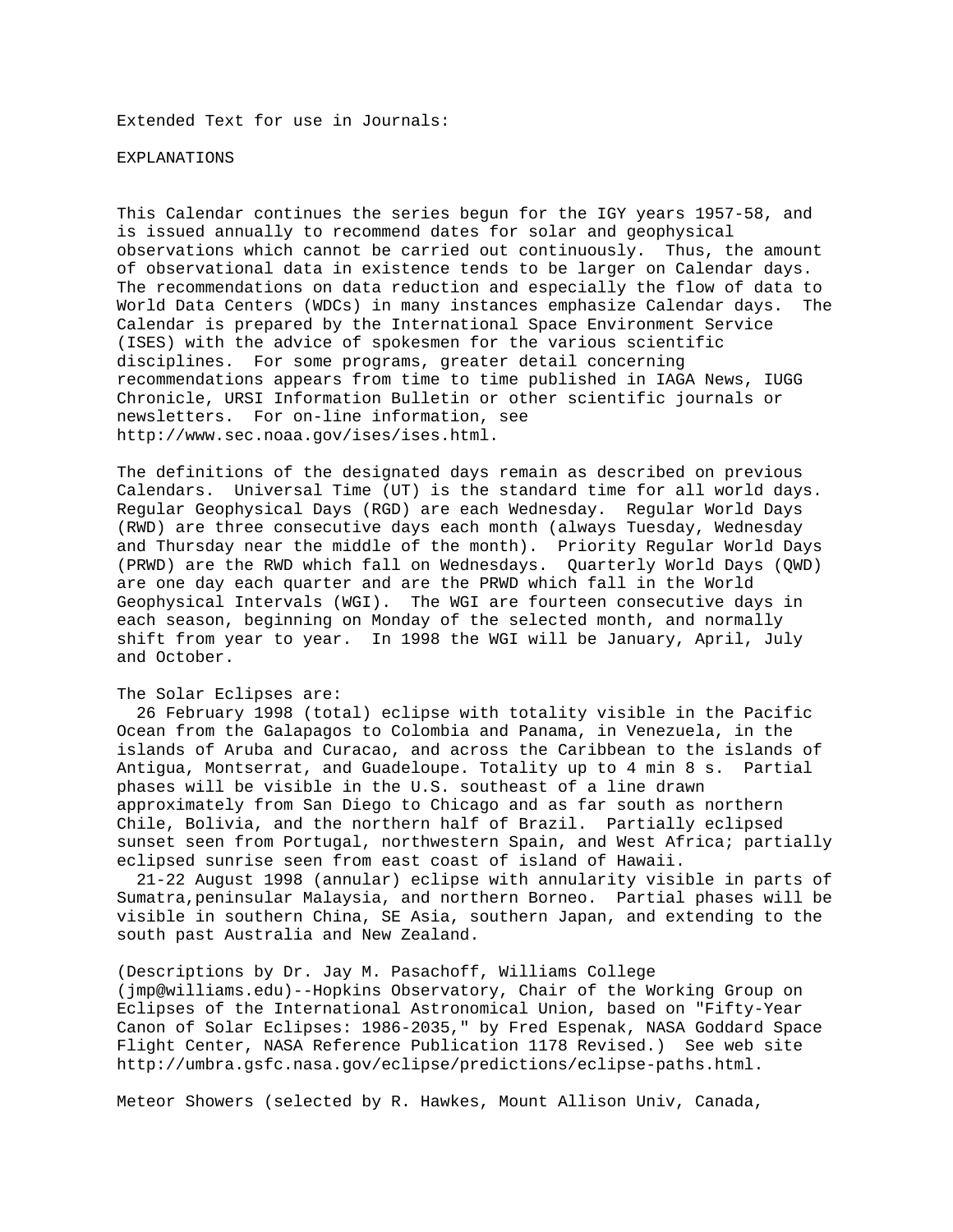Extended Text for use in Journals:

EXPLANATIONS

This Calendar continues the series begun for the IGY years 1957-58, and is issued annually to recommend dates for solar and geophysical observations which cannot be carried out continuously. Thus, the amount of observational data in existence tends to be larger on Calendar days. The recommendations on data reduction and especially the flow of data to World Data Centers (WDCs) in many instances emphasize Calendar days. The Calendar is prepared by the International Space Environment Service (ISES) with the advice of spokesmen for the various scientific disciplines. For some programs, greater detail concerning recommendations appears from time to time published in IAGA News, IUGG Chronicle, URSI Information Bulletin or other scientific journals or newsletters. For on-line information, see http://www.sec.noaa.gov/ises/ises.html.

The definitions of the designated days remain as described on previous Calendars. Universal Time (UT) is the standard time for all world days. Regular Geophysical Days (RGD) are each Wednesday. Regular World Days (RWD) are three consecutive days each month (always Tuesday, Wednesday and Thursday near the middle of the month). Priority Regular World Days (PRWD) are the RWD which fall on Wednesdays. Quarterly World Days (QWD) are one day each quarter and are the PRWD which fall in the World Geophysical Intervals (WGI). The WGI are fourteen consecutive days in each season, beginning on Monday of the selected month, and normally shift from year to year. In 1998 the WGI will be January, April, July and October.

The Solar Eclipses are:

26 February 1998 (total) eclipse with totality visible in the Pacific Ocean from the Galapagos to Colombia and Panama, in Venezuela, in the islands of Aruba and Curacao, and across the Caribbean to the islands of Antigua, Montserrat, and Guadeloupe. Totality up to 4 min 8 s. Partial phases will be visible in the U.S. southeast of a line drawn approximately from San Diego to Chicago and as far south as northern Chile, Bolivia, and the northern half of Brazil. Partially eclipsed sunset seen from Portugal, northwestern Spain, and West Africa; partially eclipsed sunrise seen from east coast of island of Hawaii.

21-22 August 1998 (annular) eclipse with annularity visible in parts of Sumatra,peninsular Malaysia, and northern Borneo. Partial phases will be visible in southern China, SE Asia, southern Japan, and extending to the south past Australia and New Zealand.

(Descriptions by Dr. Jay M. Pasachoff, Williams College (jmp@williams.edu)--Hopkins Observatory, Chair of the Working Group on Eclipses of the International Astronomical Union, based on "Fifty-Year Canon of Solar Eclipses: 1986-2035," by Fred Espenak, NASA Goddard Space Flight Center, NASA Reference Publication 1178 Revised.) See web site http://umbra.gsfc.nasa.gov/eclipse/predictions/eclipse-paths.html.

Meteor Showers (selected by R. Hawkes, Mount Allison Univ, Canada,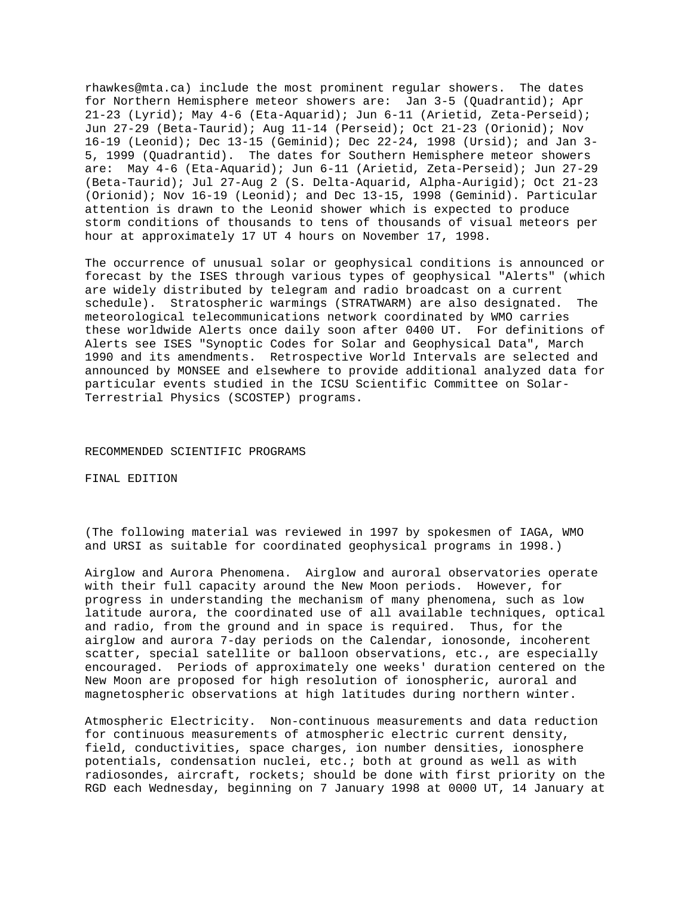rhawkes@mta.ca) include the most prominent regular showers. The dates for Northern Hemisphere meteor showers are: Jan 3-5 (Quadrantid); Apr 21-23 (Lyrid); May 4-6 (Eta-Aquarid); Jun 6-11 (Arietid, Zeta-Perseid); Jun 27-29 (Beta-Taurid); Aug 11-14 (Perseid); Oct 21-23 (Orionid); Nov 16-19 (Leonid); Dec 13-15 (Geminid); Dec 22-24, 1998 (Ursid); and Jan 3-5, 1999 (Quadrantid). The dates for Southern Hemisphere meteor showers are: May 4-6 (Eta-Aquarid); Jun 6-11 (Arietid, Zeta-Perseid); Jun 27-29 (Beta-Taurid); Jul 27-Aug 2 (S. Delta-Aquarid, Alpha-Aurigid); Oct 21-23 (Orionid); Nov 16-19 (Leonid); and Dec 13-15, 1998 (Geminid). Particular attention is drawn to the Leonid shower which is expected to produce storm conditions of thousands to tens of thousands of visual meteors per hour at approximately 17 UT 4 hours on November 17, 1998.

The occurrence of unusual solar or geophysical conditions is announced or forecast by the ISES through various types of geophysical "Alerts" (which are widely distributed by telegram and radio broadcast on a current schedule). Stratospheric warmings (STRATWARM) are also designated. The meteorological telecommunications network coordinated by WMO carries these worldwide Alerts once daily soon after 0400 UT. For definitions of Alerts see ISES "Synoptic Codes for Solar and Geophysical Data", March 1990 and its amendments. Retrospective World Intervals are selected and announced by MONSEE and elsewhere to provide additional analyzed data for particular events studied in the ICSU Scientific Committee on Solar-Terrestrial Physics (SCOSTEP) programs.

## RECOMMENDED SCIENTIFIC PROGRAMS

FINAL EDITION

(The following material was reviewed in 1997 by spokesmen of IAGA, WMO and URSI as suitable for coordinated geophysical programs in 1998.)

Airglow and Aurora Phenomena. Airglow and auroral observatories operate with their full capacity around the New Moon periods. However, for progress in understanding the mechanism of many phenomena, such as low latitude aurora, the coordinated use of all available techniques, optical and radio, from the ground and in space is required. Thus, for the airglow and aurora 7-day periods on the Calendar, ionosonde, incoherent scatter, special satellite or balloon observations, etc., are especially encouraged. Periods of approximately one weeks' duration centered on the New Moon are proposed for high resolution of ionospheric, auroral and magnetospheric observations at high latitudes during northern winter.

Atmospheric Electricity. Non-continuous measurements and data reduction for continuous measurements of atmospheric electric current density, field, conductivities, space charges, ion number densities, ionosphere potentials, condensation nuclei, etc.; both at ground as well as with radiosondes, aircraft, rockets; should be done with first priority on the RGD each Wednesday, beginning on 7 January 1998 at 0000 UT, 14 January at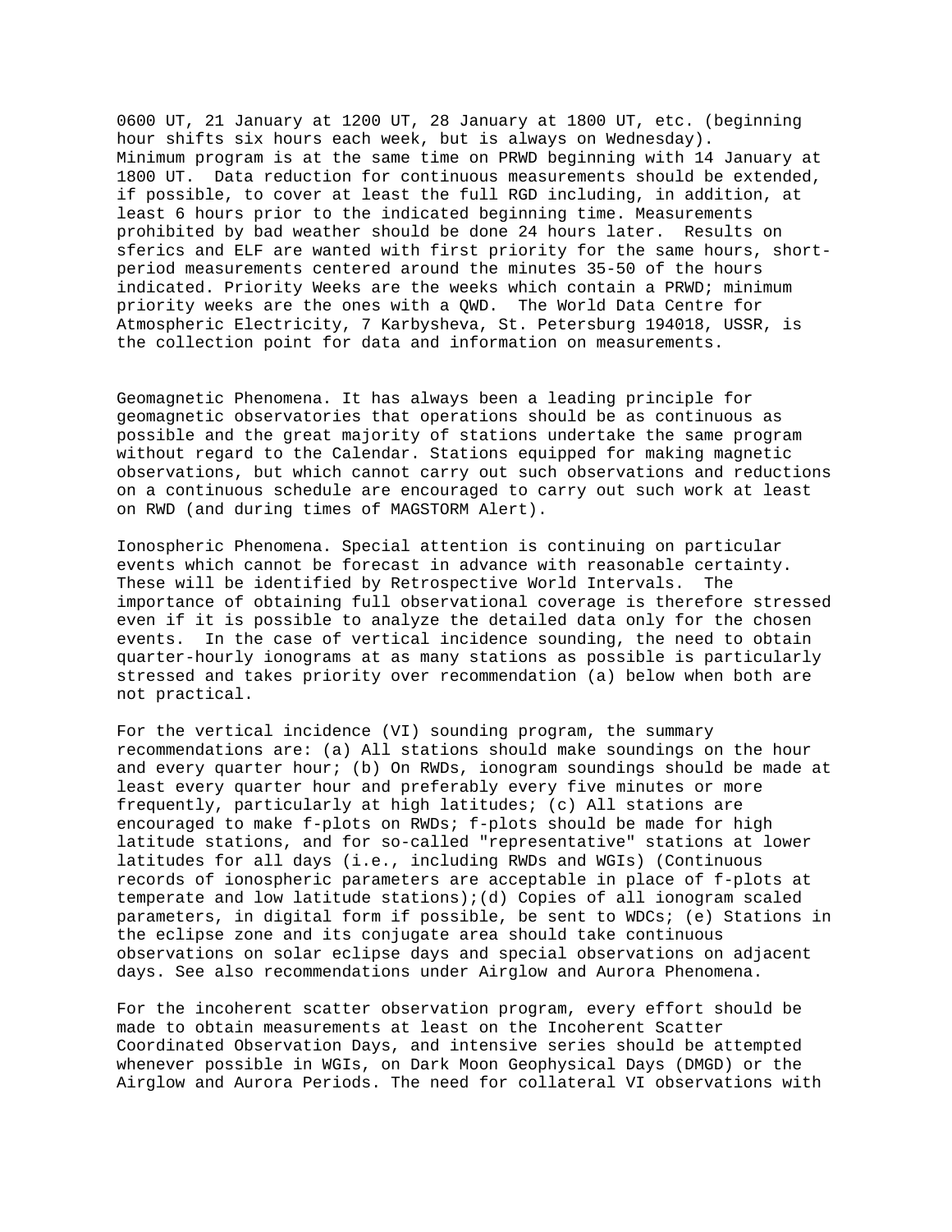0600 UT, 21 January at 1200 UT, 28 January at 1800 UT, etc. (beginning hour shifts six hours each week, but is always on Wednesday). Minimum program is at the same time on PRWD beginning with 14 January at 1800 UT. Data reduction for continuous measurements should be extended, if possible, to cover at least the full RGD including, in addition, at least 6 hours prior to the indicated beginning time. Measurements prohibited by bad weather should be done 24 hours later. Results on sferics and ELF are wanted with first priority for the same hours, short-period measurements centered around the minutes 35-50 of the hours indicated. Priority Weeks are the weeks which contain a PRWD; minimum priority weeks are the ones with a QWD. The World Data Centre for Atmospheric Electricity, 7 Karbysheva, St. Petersburg 194018, USSR, is the collection point for data and information on measurements.

Geomagnetic Phenomena. It has always been a leading principle for geomagnetic observatories that operations should be as continuous as possible and the great majority of stations undertake the same program without regard to the Calendar. Stations equipped for making magnetic observations, but which cannot carry out such observations and reductions on a continuous schedule are encouraged to carry out such work at least on RWD (and during times of MAGSTORM Alert).

Ionospheric Phenomena. Special attention is continuing on particular events which cannot be forecast in advance with reasonable certainty. These will be identified by Retrospective World Intervals. The importance of obtaining full observational coverage is therefore stressed even if it is possible to analyze the detailed data only for the chosen events. In the case of vertical incidence sounding, the need to obtain quarter-hourly ionograms at as many stations as possible is particularly stressed and takes priority over recommendation (a) below when both are not practical.

For the vertical incidence (VI) sounding program, the summary recommendations are: (a) All stations should make soundings on the hour and every quarter hour; (b) On RWDs, ionogram soundings should be made at least every quarter hour and preferably every five minutes or more frequently, particularly at high latitudes; (c) All stations are encouraged to make f-plots on RWDs; f-plots should be made for high latitude stations, and for so-called "representative" stations at lower latitudes for all days (i.e., including RWDs and WGIs) (Continuous records of ionospheric parameters are acceptable in place of f-plots at temperate and low latitude stations);(d) Copies of all ionogram scaled parameters, in digital form if possible, be sent to WDCs; (e) Stations in the eclipse zone and its conjugate area should take continuous observations on solar eclipse days and special observations on adjacent days. See also recommendations under Airglow and Aurora Phenomena.

For the incoherent scatter observation program, every effort should be made to obtain measurements at least on the Incoherent Scatter Coordinated Observation Days, and intensive series should be attempted whenever possible in WGIs, on Dark Moon Geophysical Days (DMGD) or the Airglow and Aurora Periods. The need for collateral VI observations with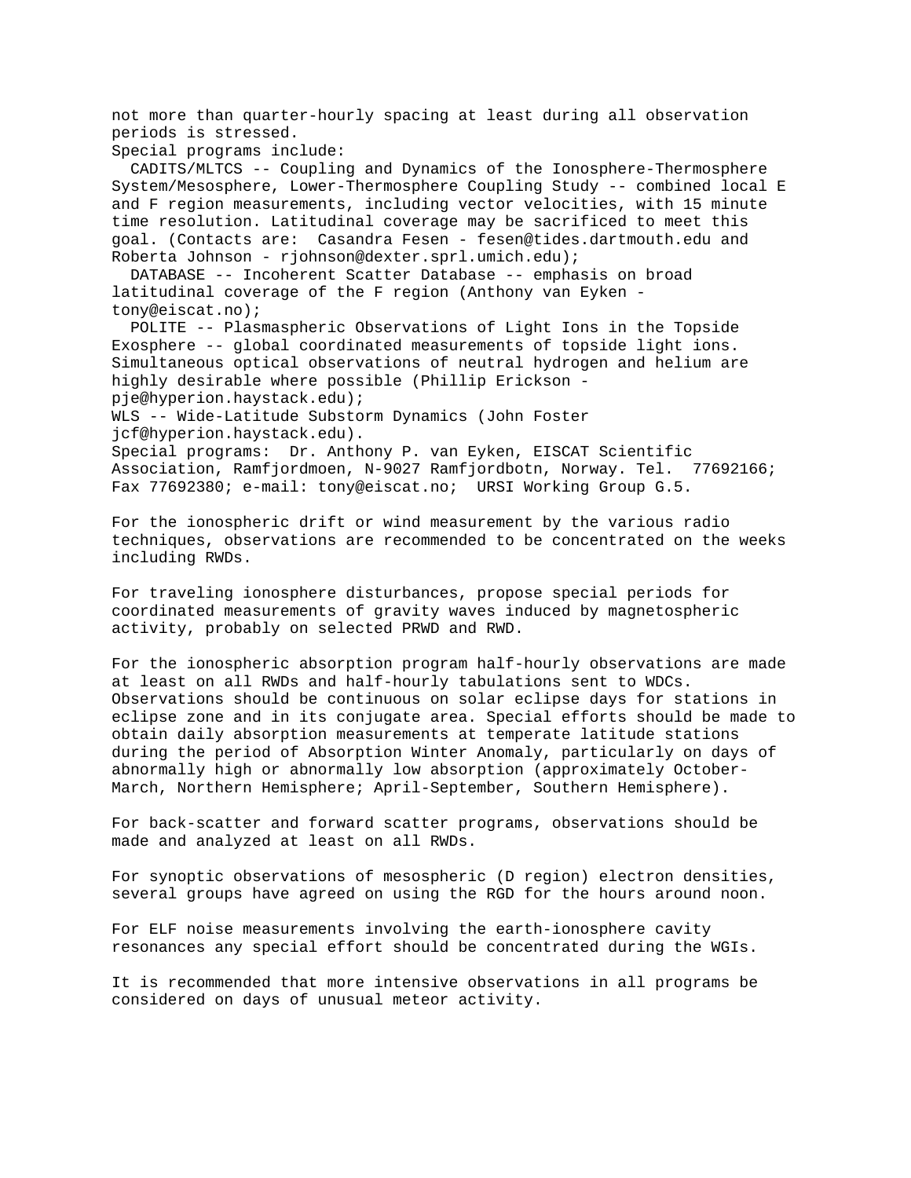not more than quarter-hourly spacing at least during all observation periods is stressed.

Special programs include:

CADITS/MLTCS -- Coupling and Dynamics of the Ionosphere-Thermosphere System/Mesosphere, Lower-Thermosphere Coupling Study -- combined local E and F region measurements, including vector velocities, with 15 minute time resolution. Latitudinal coverage may be sacrificed to meet this goal. (Contacts are: Casandra Fesen - fesen@tides.dartmouth.edu and Roberta Johnson - rjohnson@dexter.sprl.umich.edu);

DATABASE -- Incoherent Scatter Database -- emphasis on broad latitudinal coverage of the F region (Anthony van Eyken - tony@eiscat.no);

POLITE -- Plasmaspheric Observations of Light Ions in the Topside Exosphere -- global coordinated measurements of topside light ions. Simultaneous optical observations of neutral hydrogen and helium are highly desirable where possible (Phillip Erickson - pje@hyperion.haystack.edu);

WLS -- Wide-Latitude Substorm Dynamics (John Foster jcf@hyperion.haystack.edu).

Special programs: Dr. Anthony P. van Eyken, EISCAT Scientific Association, Ramfjordmoen, N-9027 Ramfjordbotn, Norway. Tel. 77692166; Fax 77692380; e-mail: tony@eiscat.no; URSI Working Group G.5.

For the ionospheric drift or wind measurement by the various radio techniques, observations are recommended to be concentrated on the weeks including RWDs.

For traveling ionosphere disturbances, propose special periods for coordinated measurements of gravity waves induced by magnetospheric activity, probably on selected PRWD and RWD.

For the ionospheric absorption program half-hourly observations are made at least on all RWDs and half-hourly tabulations sent to WDCs. Observations should be continuous on solar eclipse days for stations in eclipse zone and in its conjugate area. Special efforts should be made to obtain daily absorption measurements at temperate latitude stations during the period of Absorption Winter Anomaly, particularly on days of abnormally high or abnormally low absorption (approximately October-March, Northern Hemisphere; April-September, Southern Hemisphere).

For back-scatter and forward scatter programs, observations should be made and analyzed at least on all RWDs.

For synoptic observations of mesospheric (D region) electron densities, several groups have agreed on using the RGD for the hours around noon.

For ELF noise measurements involving the earth-ionosphere cavity resonances any special effort should be concentrated during the WGIs.

It is recommended that more intensive observations in all programs be considered on days of unusual meteor activity.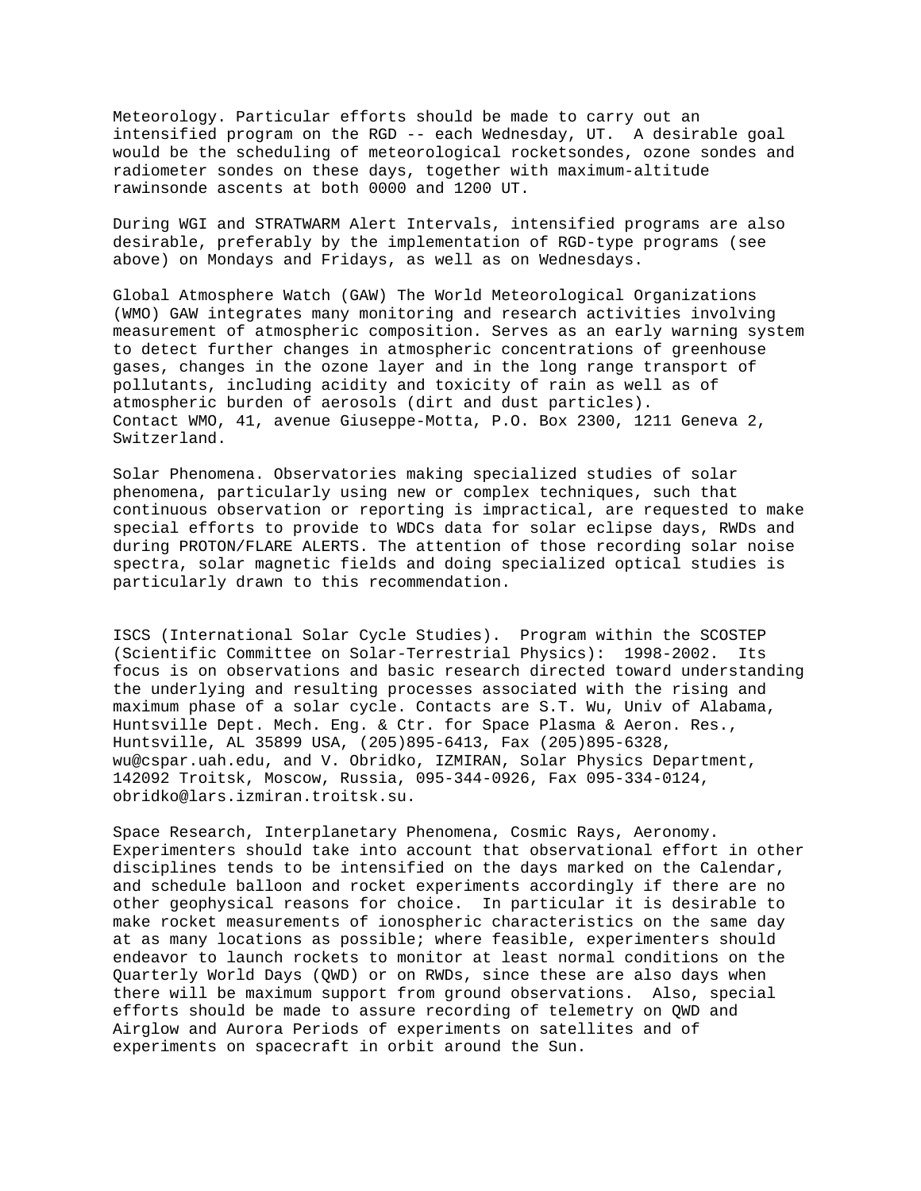Meteorology. Particular efforts should be made to carry out an intensified program on the RGD -- each Wednesday, UT. A desirable goal would be the scheduling of meteorological rocketsondes, ozone sondes and radiometer sondes on these days, together with maximum-altitude rawinsonde ascents at both 0000 and 1200 UT.

During WGI and STRATWARM Alert Intervals, intensified programs are also desirable, preferably by the implementation of RGD-type programs (see above) on Mondays and Fridays, as well as on Wednesdays.

Global Atmosphere Watch (GAW) The World Meteorological Organizations (WMO) GAW integrates many monitoring and research activities involving measurement of atmospheric composition. Serves as an early warning system to detect further changes in atmospheric concentrations of greenhouse gases, changes in the ozone layer and in the long range transport of pollutants, including acidity and toxicity of rain as well as of atmospheric burden of aerosols (dirt and dust particles).
Contact WMO, 41, avenue Giuseppe-Motta, P.O. Box 2300, 1211 Geneva 2, Switzerland.

Solar Phenomena. Observatories making specialized studies of solar phenomena, particularly using new or complex techniques, such that continuous observation or reporting is impractical, are requested to make special efforts to provide to WDCs data for solar eclipse days, RWDs and during PROTON/FLARE ALERTS. The attention of those recording solar noise spectra, solar magnetic fields and doing specialized optical studies is particularly drawn to this recommendation.

ISCS (International Solar Cycle Studies). Program within the SCOSTEP (Scientific Committee on Solar-Terrestrial Physics): 1998-2002. Its focus is on observations and basic research directed toward understanding the underlying and resulting processes associated with the rising and maximum phase of a solar cycle. Contacts are S.T. Wu, Univ of Alabama, Huntsville Dept. Mech. Eng. & Ctr. for Space Plasma & Aeron. Res., Huntsville, AL 35899 USA, (205)895-6413, Fax (205)895-6328, wu@cspar.uah.edu, and V. Obridko, IZMIRAN, Solar Physics Department, 142092 Troitsk, Moscow, Russia, 095-344-0926, Fax 095-334-0124, obridko@lars.izmiran.troitsk.su.

Space Research, Interplanetary Phenomena, Cosmic Rays, Aeronomy. Experimenters should take into account that observational effort in other disciplines tends to be intensified on the days marked on the Calendar, and schedule balloon and rocket experiments accordingly if there are no other geophysical reasons for choice. In particular it is desirable to make rocket measurements of ionospheric characteristics on the same day at as many locations as possible; where feasible, experimenters should endeavor to launch rockets to monitor at least normal conditions on the Quarterly World Days (QWD) or on RWDs, since these are also days when there will be maximum support from ground observations. Also, special efforts should be made to assure recording of telemetry on QWD and Airglow and Aurora Periods of experiments on satellites and of experiments on spacecraft in orbit around the Sun.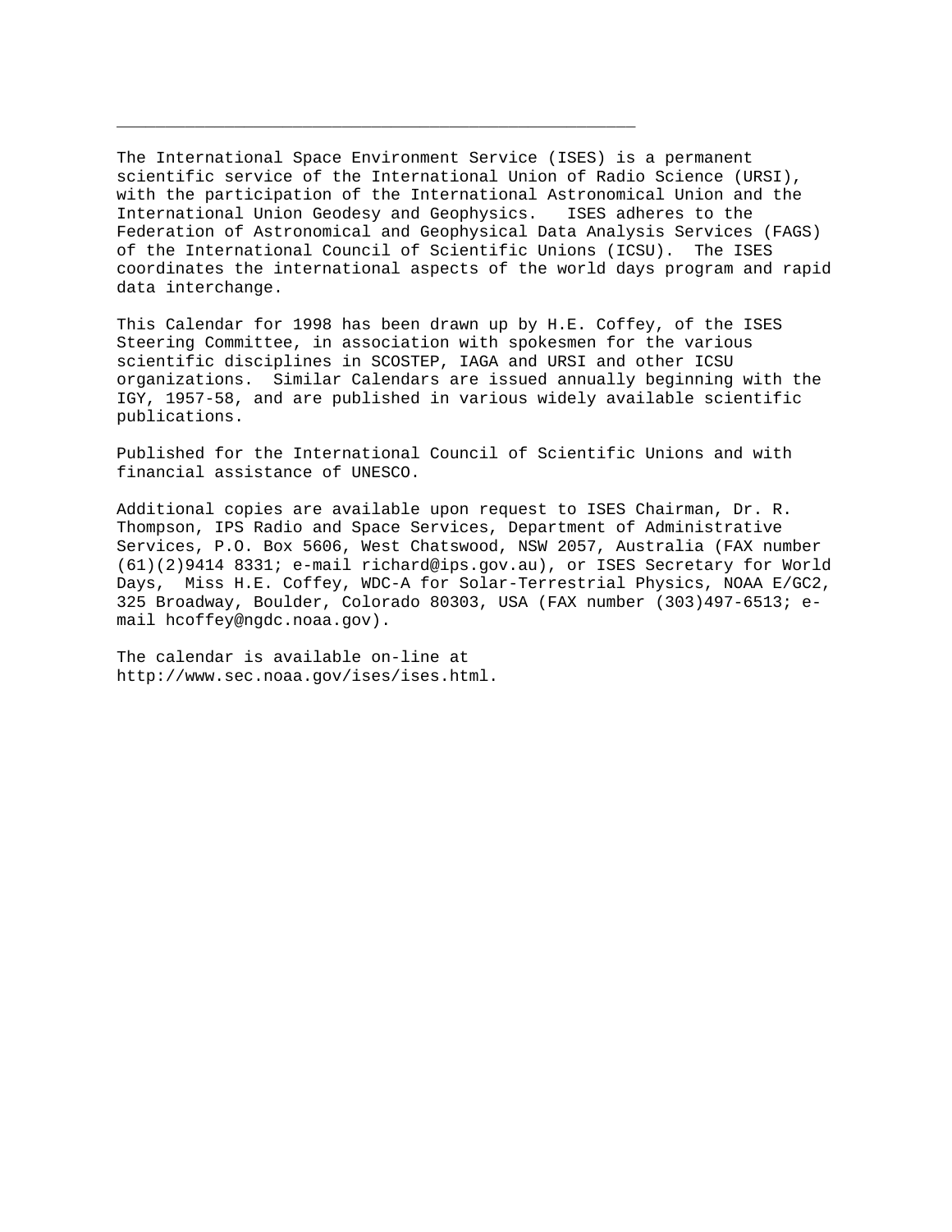---

The International Space Environment Service (ISES) is a permanent scientific service of the International Union of Radio Science (URSI), with the participation of the International Astronomical Union and the International Union Geodesy and Geophysics. ISES adheres to the Federation of Astronomical and Geophysical Data Analysis Services (FAGS) of the International Council of Scientific Unions (ICSU). The ISES coordinates the international aspects of the world days program and rapid data interchange.

This Calendar for 1998 has been drawn up by H.E. Coffey, of the ISES Steering Committee, in association with spokesmen for the various scientific disciplines in SCOSTEP, IAGA and URSI and other ICSU organizations. Similar Calendars are issued annually beginning with the IGY, 1957-58, and are published in various widely available scientific publications.

Published for the International Council of Scientific Unions and with financial assistance of UNESCO.

Additional copies are available upon request to ISES Chairman, Dr. R. Thompson, IPS Radio and Space Services, Department of Administrative Services, P.O. Box 5606, West Chatswood, NSW 2057, Australia (FAX number (61)(2)9414 8331; e-mail richard@ips.gov.au), or ISES Secretary for World Days, Miss H.E. Coffey, WDC-A for Solar-Terrestrial Physics, NOAA E/GC2, 325 Broadway, Boulder, Colorado 80303, USA (FAX number (303)497-6513; e-mail hcoffey@ngdc.noaa.gov).

The calendar is available on-line at http://www.sec.noaa.gov/ises/ises.html.